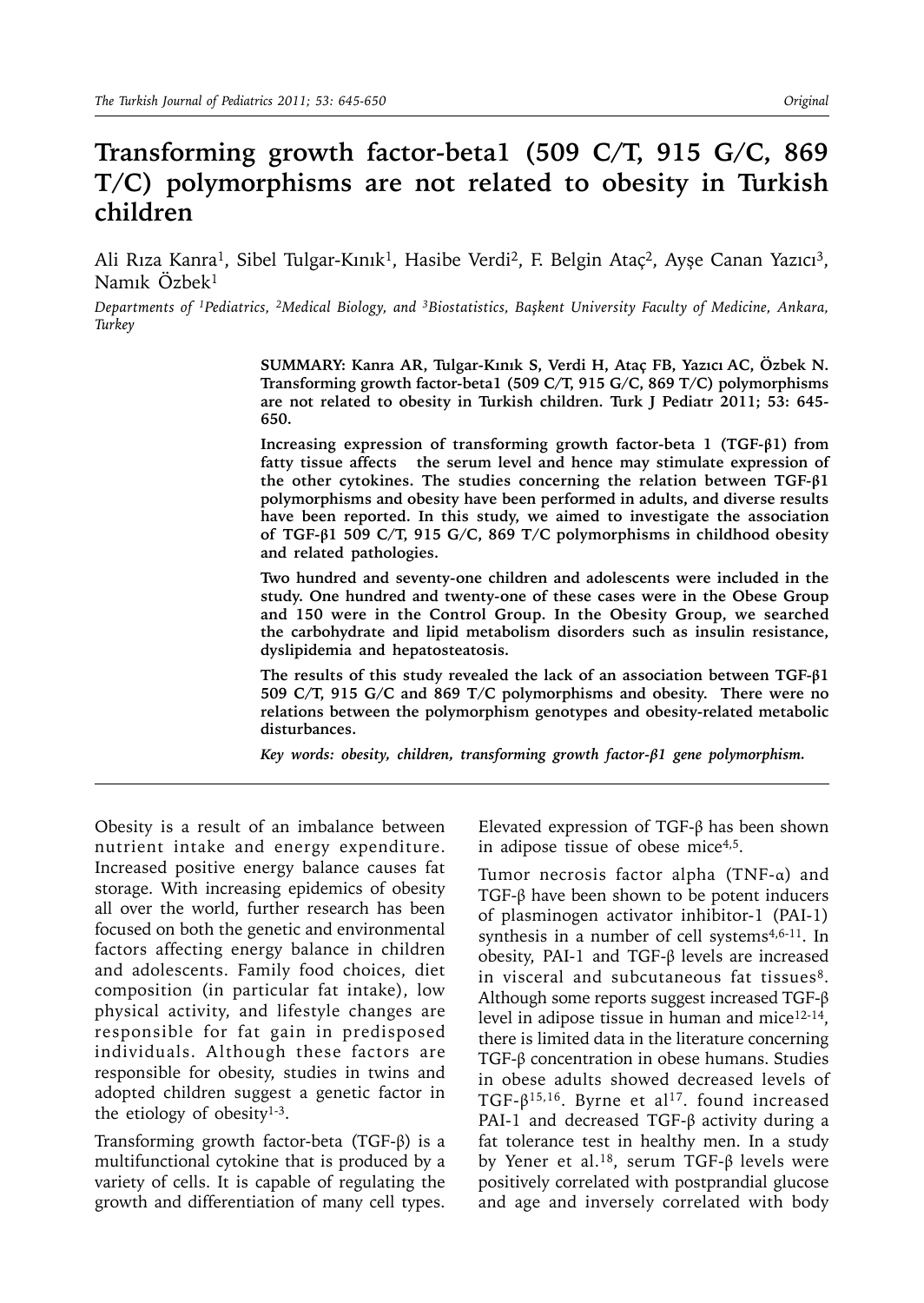# Transforming growth factor-beta1 (509 C/T, 915 G/C, 869 T/C) polymorphisms are not related to obesity in Turkish children

Ali Rıza Kanra[1], Sibel Tulgar-Kınık[1], Hasibe Verdi[2], F. Belgin Ataç[2], Ayşe Canan Yazıcı[3], Namık Özbek[1]

*Departments of [1]Pediatrics, [2]Medical Biology, and [3]Biostatistics, Başkent University Faculty of Medicine, Ankara, Turkey*

**SUMMARY: Kanra AR, Tulgar-Kınık S, Verdi H, Ataç FB, Yazıcı AC, Özbek N. Transforming growth factor-beta1 (509 C/T, 915 G/C, 869 T/C) polymorphisms are not related to obesity in Turkish children. Turk J Pediatr 2011; 53: 645-650.**

**Increasing expression of transforming growth factor-beta 1 (TGF-β1) from fatty tissue affects the serum level and hence may stimulate expression of the other cytokines. The studies concerning the relation between TGF-β1 polymorphisms and obesity have been performed in adults, and diverse results have been reported. In this study, we aimed to investigate the association of TGF-β1 509 C/T, 915 G/C, 869 T/C polymorphisms in childhood obesity and related pathologies.**

**Two hundred and seventy-one children and adolescents were included in the study. One hundred and twenty-one of these cases were in the Obese Group and 150 were in the Control Group. In the Obesity Group, we searched the carbohydrate and lipid metabolism disorders such as insulin resistance, dyslipidemia and hepatosteatosis.**

**The results of this study revealed the lack of an association between TGF-β1 509 C/T, 915 G/C and 869 T/C polymorphisms and obesity. There were no relations between the polymorphism genotypes and obesity-related metabolic disturbances.**

***Key words: obesity, children, transforming growth factor-β1 gene polymorphism.***

Obesity is a result of an imbalance between nutrient intake and energy expenditure. Increased positive energy balance causes fat storage. With increasing epidemics of obesity all over the world, further research has been focused on both the genetic and environmental factors affecting energy balance in children and adolescents. Family food choices, diet composition (in particular fat intake), low physical activity, and lifestyle changes are responsible for fat gain in predisposed individuals. Although these factors are responsible for obesity, studies in twins and adopted children suggest a genetic factor in the etiology of obesity[1-3].

Transforming growth factor-beta (TGF-β) is a multifunctional cytokine that is produced by a variety of cells. It is capable of regulating the growth and differentiation of many cell types. Elevated expression of TGF-β has been shown in adipose tissue of obese mice[4,5].

Tumor necrosis factor alpha (TNF-α) and TGF-β have been shown to be potent inducers of plasminogen activator inhibitor-1 (PAI-1) synthesis in a number of cell systems[4,6-11]. In obesity, PAI-1 and TGF-β levels are increased in visceral and subcutaneous fat tissues[8]. Although some reports suggest increased TGF-β level in adipose tissue in human and mice[12-14], there is limited data in the literature concerning TGF-β concentration in obese humans. Studies in obese adults showed decreased levels of TGF-β[15,16]. Byrne et al[17]. found increased PAI-1 and decreased TGF-β activity during a fat tolerance test in healthy men. In a study by Yener et al.[18], serum TGF-β levels were positively correlated with postprandial glucose and age and inversely correlated with body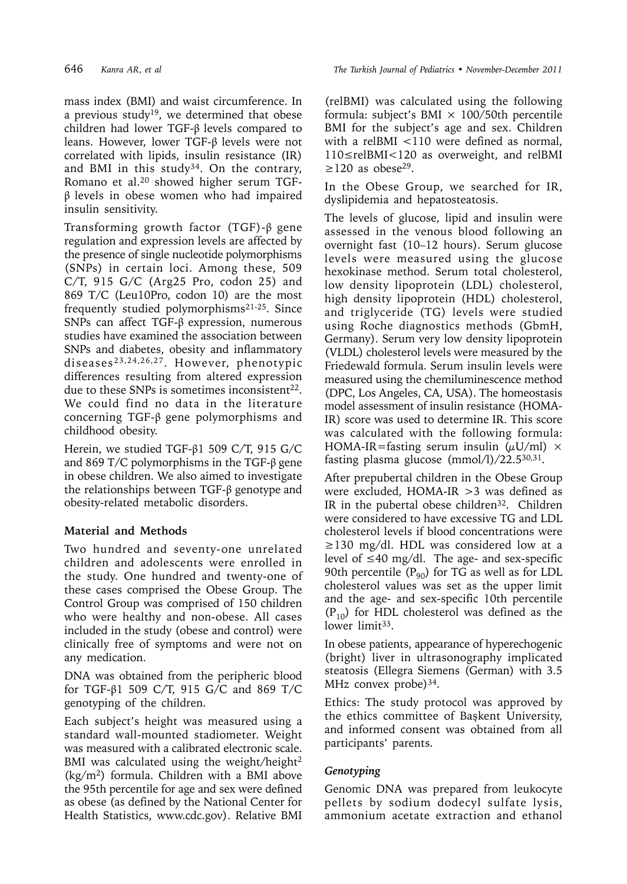mass index (BMI) and waist circumference. In a previous study[19], we determined that obese children had lower TGF-β levels compared to leans. However, lower TGF-β levels were not correlated with lipids, insulin resistance (IR) and BMI in this study[34]. On the contrary, Romano et al.[20] showed higher serum TGF-β levels in obese women who had impaired insulin sensitivity.

Transforming growth factor (TGF)-β gene regulation and expression levels are affected by the presence of single nucleotide polymorphisms (SNPs) in certain loci. Among these, 509 C/T, 915 G/C (Arg25 Pro, codon 25) and 869 T/C (Leu10Pro, codon 10) are the most frequently studied polymorphisms[21-25]. Since SNPs can affect TGF-β expression, numerous studies have examined the association between SNPs and diabetes, obesity and inflammatory diseases[23,24,26,27]. However, phenotypic differences resulting from altered expression due to these SNPs is sometimes inconsistent[22]. We could find no data in the literature concerning TGF-β gene polymorphisms and childhood obesity.

Herein, we studied TGF-β1 509 C/T, 915 G/C and 869 T/C polymorphisms in the TGF-β gene in obese children. We also aimed to investigate the relationships between TGF-β genotype and obesity-related metabolic disorders.

## Material and Methods

Two hundred and seventy-one unrelated children and adolescents were enrolled in the study. One hundred and twenty-one of these cases comprised the Obese Group. The Control Group was comprised of 150 children who were healthy and non-obese. All cases included in the study (obese and control) were clinically free of symptoms and were not on any medication.

DNA was obtained from the peripheric blood for TGF-β1 509 C/T, 915 G/C and 869 T/C genotyping of the children.

Each subject's height was measured using a standard wall-mounted stadiometer. Weight was measured with a calibrated electronic scale. BMI was calculated using the weight/height$^2$ (kg/m$^2$) formula. Children with a BMI above the 95th percentile for age and sex were defined as obese (as defined by the National Center for Health Statistics, www.cdc.gov). Relative BMI (relBMI) was calculated using the following formula: subject's BMI × 100/50th percentile BMI for the subject's age and sex. Children with a relBMI <110 were defined as normal, 110≤relBMI<120 as overweight, and relBMI ≥120 as obese[29].

In the Obese Group, we searched for IR, dyslipidemia and hepatosteatosis.

The levels of glucose, lipid and insulin were assessed in the venous blood following an overnight fast (10–12 hours). Serum glucose levels were measured using the glucose hexokinase method. Serum total cholesterol, low density lipoprotein (LDL) cholesterol, high density lipoprotein (HDL) cholesterol, and triglyceride (TG) levels were studied using Roche diagnostics methods (GbmH, Germany). Serum very low density lipoprotein (VLDL) cholesterol levels were measured by the Friedewald formula. Serum insulin levels were measured using the chemiluminescence method (DPC, Los Angeles, CA, USA). The homeostasis model assessment of insulin resistance (HOMA-IR) score was used to determine IR. This score was calculated with the following formula: HOMA-IR=fasting serum insulin (μU/ml) × fasting plasma glucose (mmol/l)/22.5[30,31].

After prepubertal children in the Obese Group were excluded, HOMA-IR >3 was defined as IR in the pubertal obese children[32]. Children were considered to have excessive TG and LDL cholesterol levels if blood concentrations were ≥130 mg/dl. HDL was considered low at a level of ≤40 mg/dl. The age- and sex-specific 90th percentile ($P_{90}$) for TG as well as for LDL cholesterol values was set as the upper limit and the age- and sex-specific 10th percentile ($P_{10}$) for HDL cholesterol was defined as the lower limit[33].

In obese patients, appearance of hyperechogenic (bright) liver in ultrasonography implicated steatosis (Ellegra Siemens (German) with 3.5 MHz convex probe)[34].

Ethics: The study protocol was approved by the ethics committee of Başkent University, and informed consent was obtained from all participants' parents.

### *Genotyping*

Genomic DNA was prepared from leukocyte pellets by sodium dodecyl sulfate lysis, ammonium acetate extraction and ethanol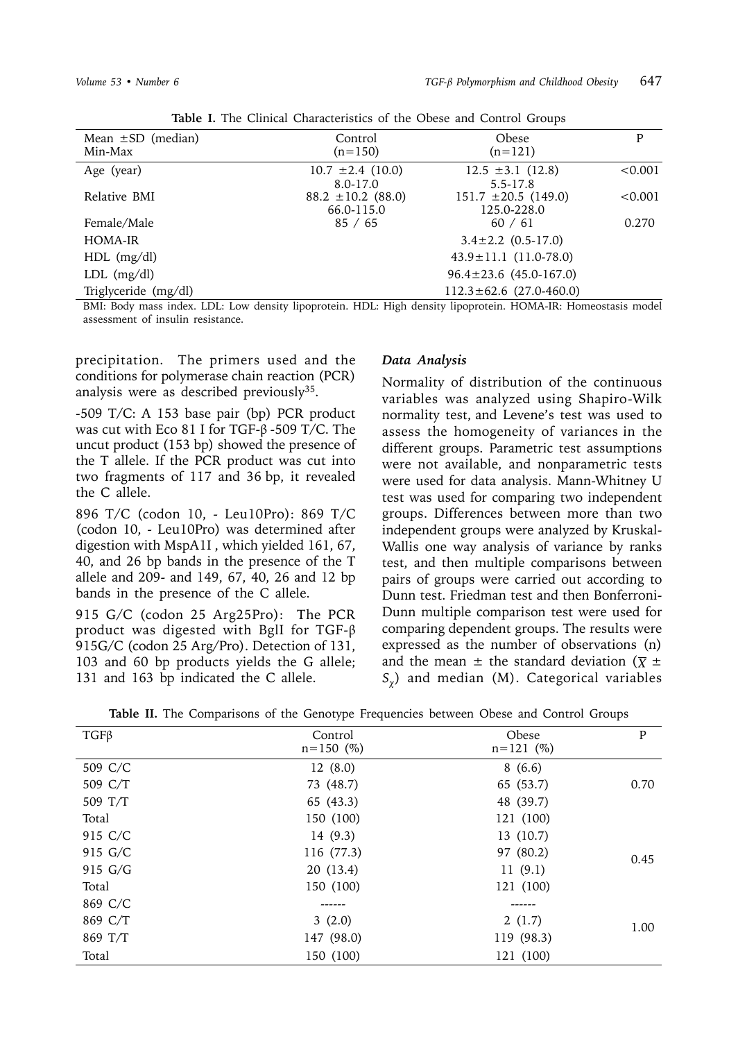**Table I.** The Clinical Characteristics of the Obese and Control Groups

| Mean ±SD (median) Min-Max | Control (n=150) | Obese (n=121) | P |
|---|---|---|---|
| Age (year) | 10.7 ±2.4 (10.0) 8.0-17.0 | 12.5 ±3.1 (12.8) 5.5-17.8 | <0.001 |
| Relative BMI | 88.2 ±10.2 (88.0) 66.0-115.0 | 151.7 ±20.5 (149.0) 125.0-228.0 | <0.001 |
| Female/Male | 85 / 65 | 60 / 61 | 0.270 |
| HOMA-IR | | 3.4±2.2 (0.5-17.0) | |
| HDL (mg/dl) | | 43.9±11.1 (11.0-78.0) | |
| LDL (mg/dl) | | 96.4±23.6 (45.0-167.0) | |
| Triglyceride (mg/dl) | | 112.3±62.6 (27.0-460.0) | |

BMI: Body mass index. LDL: Low density lipoprotein. HDL: High density lipoprotein. HOMA-IR: Homeostasis model assessment of insulin resistance.

precipitation. The primers used and the conditions for polymerase chain reaction (PCR) analysis were as described previously[35].

-509 T/C: A 153 base pair (bp) PCR product was cut with Eco 81 I for TGF-β -509 T/C. The uncut product (153 bp) showed the presence of the T allele. If the PCR product was cut into two fragments of 117 and 36 bp, it revealed the C allele.

896 T/C (codon 10, - Leu10Pro): 869 T/C (codon 10, - Leu10Pro) was determined after digestion with MspA1I , which yielded 161, 67, 40, and 26 bp bands in the presence of the T allele and 209- and 149, 67, 40, 26 and 12 bp bands in the presence of the C allele.

915 G/C (codon 25 Arg25Pro): The PCR product was digested with BglI for TGF-β 915G/C (codon 25 Arg/Pro). Detection of 131, 103 and 60 bp products yields the G allele; 131 and 163 bp indicated the C allele.

### *Data Analysis*

Normality of distribution of the continuous variables was analyzed using Shapiro-Wilk normality test, and Levene's test was used to assess the homogeneity of variances in the different groups. Parametric test assumptions were not available, and nonparametric tests were used for data analysis. Mann-Whitney U test was used for comparing two independent groups. Differences between more than two independent groups were analyzed by Kruskal-Wallis one way analysis of variance by ranks test, and then multiple comparisons between pairs of groups were carried out according to Dunn test. Friedman test and then Bonferroni-Dunn multiple comparison test were used for comparing dependent groups. The results were expressed as the number of observations (n) and the mean ± the standard deviation ($\overline{X} \pm S_{\chi}$) and median (M). Categorical variables

**Table II.** The Comparisons of the Genotype Frequencies between Obese and Control Groups

| TGFβ | Control n=150 (%) | Obese n=121 (%) | P |
|---|---|---|---|
| 509 C/C | 12 (8.0) | 8 (6.6) | |
| 509 C/T | 73 (48.7) | 65 (53.7) | 0.70 |
| 509 T/T | 65 (43.3) | 48 (39.7) | |
| Total | 150 (100) | 121 (100) | |
| 915 C/C | 14 (9.3) | 13 (10.7) | |
| 915 G/C | 116 (77.3) | 97 (80.2) | 0.45 |
| 915 G/G | 20 (13.4) | 11 (9.1) | |
| Total | 150 (100) | 121 (100) | |
| 869 C/C | ------ | ------ | |
| 869 C/T | 3 (2.0) | 2 (1.7) | 1.00 |
| 869 T/T | 147 (98.0) | 119 (98.3) | |
| Total | 150 (100) | 121 (100) | |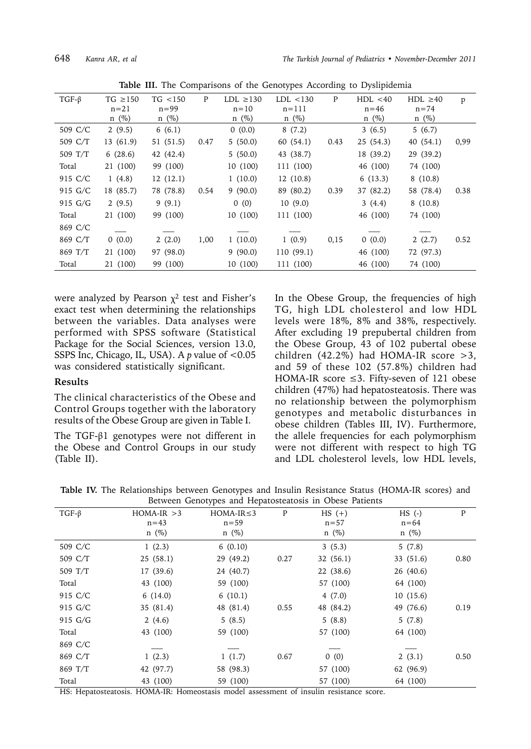**Table III.** The Comparisons of the Genotypes According to Dyslipidemia

| TGF-β | TG ≥150 n=21 n (%) | TG <150 n=99 n (%) | P | LDL ≥130 n=10 n (%) | LDL <130 n=111 n (%) | P | HDL <40 n=46 n (%) | HDL ≥40 n=74 n (%) | p |
|---|---|---|---|---|---|---|---|---|---|
| 509 C/C | 2 (9.5) | 6 (6.1) | | 0 (0.0) | 8 (7.2) | | 3 (6.5) | 5 (6.7) | |
| 509 C/T | 13 (61.9) | 51 (51.5) | 0.47 | 5 (50.0) | 60 (54.1) | 0.43 | 25 (54.3) | 40 (54.1) | 0,99 |
| 509 T/T | 6 (28.6) | 42 (42.4) | | 5 (50.0) | 43 (38.7) | | 18 (39.2) | 29 (39.2) | |
| Total | 21 (100) | 99 (100) | | 10 (100) | 111 (100) | | 46 (100) | 74 (100) | |
| 915 C/C | 1 (4.8) | 12 (12.1) | | 1 (10.0) | 12 (10.8) | | 6 (13.3) | 8 (10.8) | |
| 915 G/C | 18 (85.7) | 78 (78.8) | 0.54 | 9 (90.0) | 89 (80.2) | 0.39 | 37 (82.2) | 58 (78.4) | 0.38 |
| 915 G/G | 2 (9.5) | 9 (9.1) | | 0 (0) | 10 (9.0) | | 3 (4.4) | 8 (10.8) | |
| Total | 21 (100) | 99 (100) | | 10 (100) | 111 (100) | | 46 (100) | 74 (100) | |
| 869 C/C | ___ | ___ | | ___ | ___ | | ___ | ___ | |
| 869 C/T | 0 (0.0) | 2 (2.0) | 1,00 | 1 (10.0) | 1 (0.9) | 0,15 | 0 (0.0) | 2 (2.7) | 0.52 |
| 869 T/T | 21 (100) | 97 (98.0) | | 9 (90.0) | 110 (99.1) | | 46 (100) | 72 (97.3) | |
| Total | 21 (100) | 99 (100) | | 10 (100) | 111 (100) | | 46 (100) | 74 (100) | |

were analyzed by Pearson $\chi^2$ test and Fisher's exact test when determining the relationships between the variables. Data analyses were performed with SPSS software (Statistical Package for the Social Sciences, version 13.0, SSPS Inc, Chicago, IL, USA). A *p* value of $<0.05$ was considered statistically significant.

**Results**

The clinical characteristics of the Obese and Control Groups together with the laboratory results of the Obese Group are given in Table I.

The TGF-β1 genotypes were not different in the Obese and Control Groups in our study (Table II).

In the Obese Group, the frequencies of high TG, high LDL cholesterol and low HDL levels were 18%, 8% and 38%, respectively. After excluding 19 prepubertal children from the Obese Group, 43 of 102 pubertal obese children (42.2%) had HOMA-IR score >3, and 59 of these 102 (57.8%) children had HOMA-IR score ≤3. Fifty-seven of 121 obese children (47%) had hepatosteatosis. There was no relationship between the polymorphism genotypes and metabolic disturbances in obese children (Tables III, IV). Furthermore, the allele frequencies for each polymorphism were not different with respect to high TG and LDL cholesterol levels, low HDL levels,

**Table IV.** The Relationships between Genotypes and Insulin Resistance Status (HOMA-IR scores) and Between Genotypes and Hepatosteatosis in Obese Patients

| TGF-β | HOMA-IR >3 n=43 n (%) | HOMA-IR≤3 n=59 n (%) | P | HS (+) n=57 n (%) | HS (-) n=64 n (%) | P |
|---|---|---|---|---|---|---|
| 509 C/C | 1 (2.3) | 6 (0.10) | | 3 (5.3) | 5 (7.8) | |
| 509 C/T | 25 (58.1) | 29 (49.2) | 0.27 | 32 (56.1) | 33 (51.6) | 0.80 |
| 509 T/T | 17 (39.6) | 24 (40.7) | | 22 (38.6) | 26 (40.6) | |
| Total | 43 (100) | 59 (100) | | 57 (100) | 64 (100) | |
| 915 C/C | 6 (14.0) | 6 (10.1) | | 4 (7.0) | 10 (15.6) | |
| 915 G/C | 35 (81.4) | 48 (81.4) | 0.55 | 48 (84.2) | 49 (76.6) | 0.19 |
| 915 G/G | 2 (4.6) | 5 (8.5) | | 5 (8.8) | 5 (7.8) | |
| Total | 43 (100) | 59 (100) | | 57 (100) | 64 (100) | |
| 869 C/C | ___ | ___ | | ___ | ___ | |
| 869 C/T | 1 (2.3) | 1 (1.7) | 0.67 | 0 (0) | 2 (3.1) | 0.50 |
| 869 T/T | 42 (97.7) | 58 (98.3) | | 57 (100) | 62 (96.9) | |
| Total | 43 (100) | 59 (100) | | 57 (100) | 64 (100) | |

HS: Hepatosteatosis. HOMA-IR: Homeostasis model assessment of insulin resistance score.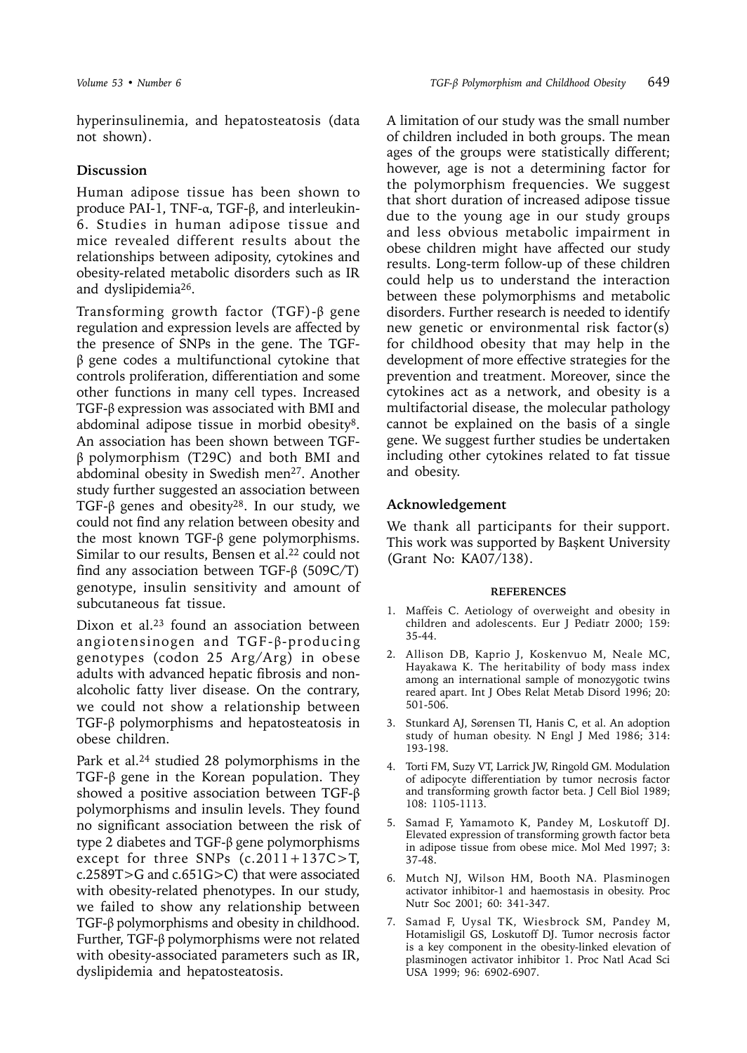hyperinsulinemia, and hepatosteatosis (data not shown).

## Discussion

Human adipose tissue has been shown to produce PAI-1, TNF-α, TGF-β, and interleukin-6. Studies in human adipose tissue and mice revealed different results about the relationships between adiposity, cytokines and obesity-related metabolic disorders such as IR and dyslipidemia[26].

Transforming growth factor (TGF)-β gene regulation and expression levels are affected by the presence of SNPs in the gene. The TGF-β gene codes a multifunctional cytokine that controls proliferation, differentiation and some other functions in many cell types. Increased TGF-β expression was associated with BMI and abdominal adipose tissue in morbid obesity[8]. An association has been shown between TGF-β polymorphism (T29C) and both BMI and abdominal obesity in Swedish men[27]. Another study further suggested an association between TGF-β genes and obesity[28]. In our study, we could not find any relation between obesity and the most known TGF-β gene polymorphisms. Similar to our results, Bensen et al.[22] could not find any association between TGF-β (509C/T) genotype, insulin sensitivity and amount of subcutaneous fat tissue.

Dixon et al.[23] found an association between angiotensinogen and TGF-β-producing genotypes (codon 25 Arg/Arg) in obese adults with advanced hepatic fibrosis and non-alcoholic fatty liver disease. On the contrary, we could not show a relationship between TGF-β polymorphisms and hepatosteatosis in obese children.

Park et al.[24] studied 28 polymorphisms in the TGF-β gene in the Korean population. They showed a positive association between TGF-β polymorphisms and insulin levels. They found no significant association between the risk of type 2 diabetes and TGF-β gene polymorphisms except for three SNPs (c.2011+137C>T, c.2589T>G and c.651G>C) that were associated with obesity-related phenotypes. In our study, we failed to show any relationship between TGF-β polymorphisms and obesity in childhood. Further, TGF-β polymorphisms were not related with obesity-associated parameters such as IR, dyslipidemia and hepatosteatosis.

A limitation of our study was the small number of children included in both groups. The mean ages of the groups were statistically different; however, age is not a determining factor for the polymorphism frequencies. We suggest that short duration of increased adipose tissue due to the young age in our study groups and less obvious metabolic impairment in obese children might have affected our study results. Long-term follow-up of these children could help us to understand the interaction between these polymorphisms and metabolic disorders. Further research is needed to identify new genetic or environmental risk factor(s) for childhood obesity that may help in the development of more effective strategies for the prevention and treatment. Moreover, since the cytokines act as a network, and obesity is a multifactorial disease, the molecular pathology cannot be explained on the basis of a single gene. We suggest further studies be undertaken including other cytokines related to fat tissue and obesity.

## Acknowledgement

We thank all participants for their support. This work was supported by Başkent University (Grant No: KA07/138).

## REFERENCES

1. Maffeis C. Aetiology of overweight and obesity in children and adolescents. Eur J Pediatr 2000; 159: 35-44.
2. Allison DB, Kaprio J, Koskenvuo M, Neale MC, Hayakawa K. The heritability of body mass index among an international sample of monozygotic twins reared apart. Int J Obes Relat Metab Disord 1996; 20: 501-506.
3. Stunkard AJ, Sørensen TI, Hanis C, et al. An adoption study of human obesity. N Engl J Med 1986; 314: 193-198.
4. Torti FM, Suzy VT, Larrick JW, Ringold GM. Modulation of adipocyte differentiation by tumor necrosis factor and transforming growth factor beta. J Cell Biol 1989; 108: 1105-1113.
5. Samad F, Yamamoto K, Pandey M, Loskutoff DJ. Elevated expression of transforming growth factor beta in adipose tissue from obese mice. Mol Med 1997; 3: 37-48.
6. Mutch NJ, Wilson HM, Booth NA. Plasminogen activator inhibitor-1 and haemostasis in obesity. Proc Nutr Soc 2001; 60: 341-347.
7. Samad F, Uysal TK, Wiesbrock SM, Pandey M, Hotamisligil GS, Loskutoff DJ. Tumor necrosis factor is a key component in the obesity-linked elevation of plasminogen activator inhibitor 1. Proc Natl Acad Sci USA 1999; 96: 6902-6907.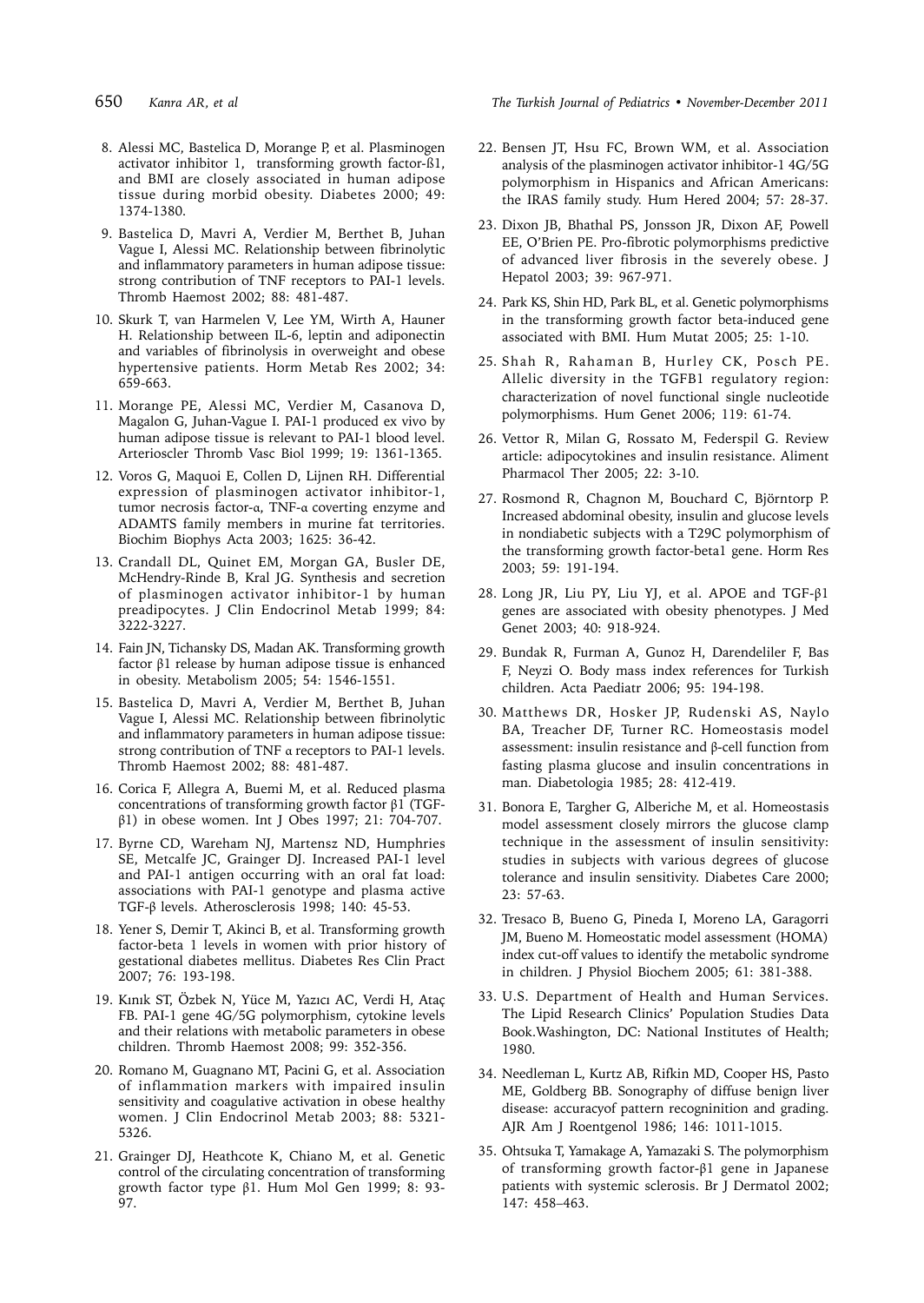8. Alessi MC, Bastelica D, Morange P, et al. Plasminogen activator inhibitor 1, transforming growth factor-ß1, and BMI are closely associated in human adipose tissue during morbid obesity. Diabetes 2000; 49: 1374-1380.

9. Bastelica D, Mavri A, Verdier M, Berthet B, Juhan Vague I, Alessi MC. Relationship between fibrinolytic and inflammatory parameters in human adipose tissue: strong contribution of TNF receptors to PAI-1 levels. Thromb Haemost 2002; 88: 481-487.

10. Skurk T, van Harmelen V, Lee YM, Wirth A, Hauner H. Relationship between IL-6, leptin and adiponectin and variables of fibrinolysis in overweight and obese hypertensive patients. Horm Metab Res 2002; 34: 659-663.

11. Morange PE, Alessi MC, Verdier M, Casanova D, Magalon G, Juhan-Vague I. PAI-1 produced ex vivo by human adipose tissue is relevant to PAI-1 blood level. Arterioscler Thromb Vasc Biol 1999; 19: 1361-1365.

12. Voros G, Maquoi E, Collen D, Lijnen RH. Differential expression of plasminogen activator inhibitor-1, tumor necrosis factor-α, TNF-α coverting enzyme and ADAMTS family members in murine fat territories. Biochim Biophys Acta 2003; 1625: 36-42.

13. Crandall DL, Quinet EM, Morgan GA, Busler DE, McHendry-Rinde B, Kral JG. Synthesis and secretion of plasminogen activator inhibitor-1 by human preadipocytes. J Clin Endocrinol Metab 1999; 84: 3222-3227.

14. Fain JN, Tichansky DS, Madan AK. Transforming growth factor β1 release by human adipose tissue is enhanced in obesity. Metabolism 2005; 54: 1546-1551.

15. Bastelica D, Mavri A, Verdier M, Berthet B, Juhan Vague I, Alessi MC. Relationship between fibrinolytic and inflammatory parameters in human adipose tissue: strong contribution of TNF α receptors to PAI-1 levels. Thromb Haemost 2002; 88: 481-487.

16. Corica F, Allegra A, Buemi M, et al. Reduced plasma concentrations of transforming growth factor β1 (TGF-β1) in obese women. Int J Obes 1997; 21: 704-707.

17. Byrne CD, Wareham NJ, Martensz ND, Humphries SE, Metcalfe JC, Grainger DJ. Increased PAI-1 level and PAI-1 antigen occurring with an oral fat load: associations with PAI-1 genotype and plasma active TGF-β levels. Atherosclerosis 1998; 140: 45-53.

18. Yener S, Demir T, Akinci B, et al. Transforming growth factor-beta 1 levels in women with prior history of gestational diabetes mellitus. Diabetes Res Clin Pract 2007; 76: 193-198.

19. Kınık ST, Özbek N, Yüce M, Yazıcı AC, Verdi H, Ataç FB. PAI-1 gene 4G/5G polymorphism, cytokine levels and their relations with metabolic parameters in obese children. Thromb Haemost 2008; 99: 352-356.

20. Romano M, Guagnano MT, Pacini G, et al. Association of inflammation markers with impaired insulin sensitivity and coagulative activation in obese healthy women. J Clin Endocrinol Metab 2003; 88: 5321-5326.

21. Grainger DJ, Heathcote K, Chiano M, et al. Genetic control of the circulating concentration of transforming growth factor type β1. Hum Mol Gen 1999; 8: 93-97.

22. Bensen JT, Hsu FC, Brown WM, et al. Association analysis of the plasminogen activator inhibitor-1 4G/5G polymorphism in Hispanics and African Americans: the IRAS family study. Hum Hered 2004; 57: 28-37.

23. Dixon JB, Bhathal PS, Jonsson JR, Dixon AF, Powell EE, O'Brien PE. Pro-fibrotic polymorphisms predictive of advanced liver fibrosis in the severely obese. J Hepatol 2003; 39: 967-971.

24. Park KS, Shin HD, Park BL, et al. Genetic polymorphisms in the transforming growth factor beta-induced gene associated with BMI. Hum Mutat 2005; 25: 1-10.

25. Shah R, Rahaman B, Hurley CK, Posch PE. Allelic diversity in the TGFB1 regulatory region: characterization of novel functional single nucleotide polymorphisms. Hum Genet 2006; 119: 61-74.

26. Vettor R, Milan G, Rossato M, Federspil G. Review article: adipocytokines and insulin resistance. Aliment Pharmacol Ther 2005; 22: 3-10.

27. Rosmond R, Chagnon M, Bouchard C, Björntorp P. Increased abdominal obesity, insulin and glucose levels in nondiabetic subjects with a T29C polymorphism of the transforming growth factor-beta1 gene. Horm Res 2003; 59: 191-194.

28. Long JR, Liu PY, Liu YJ, et al. APOE and TGF-β1 genes are associated with obesity phenotypes. J Med Genet 2003; 40: 918-924.

29. Bundak R, Furman A, Gunoz H, Darendeliler F, Bas F, Neyzi O. Body mass index references for Turkish children. Acta Paediatr 2006; 95: 194-198.

30. Matthews DR, Hosker JP, Rudenski AS, Naylo BA, Treacher DF, Turner RC. Homeostasis model assessment: insulin resistance and β-cell function from fasting plasma glucose and insulin concentrations in man. Diabetologia 1985; 28: 412-419.

31. Bonora E, Targher G, Alberiche M, et al. Homeostasis model assessment closely mirrors the glucose clamp technique in the assessment of insulin sensitivity: studies in subjects with various degrees of glucose tolerance and insulin sensitivity. Diabetes Care 2000; 23: 57-63.

32. Tresaco B, Bueno G, Pineda I, Moreno LA, Garagorri JM, Bueno M. Homeostatic model assessment (HOMA) index cut-off values to identify the metabolic syndrome in children. J Physiol Biochem 2005; 61: 381-388.

33. U.S. Department of Health and Human Services. The Lipid Research Clinics' Population Studies Data Book.Washington, DC: National Institutes of Health; 1980.

34. Needleman L, Kurtz AB, Rifkin MD, Cooper HS, Pasto ME, Goldberg BB. Sonography of diffuse benign liver disease: accuracyof pattern recogninition and grading. AJR Am J Roentgenol 1986; 146: 1011-1015.

35. Ohtsuka T, Yamakage A, Yamazaki S. The polymorphism of transforming growth factor-β1 gene in Japanese patients with systemic sclerosis. Br J Dermatol 2002; 147: 458–463.